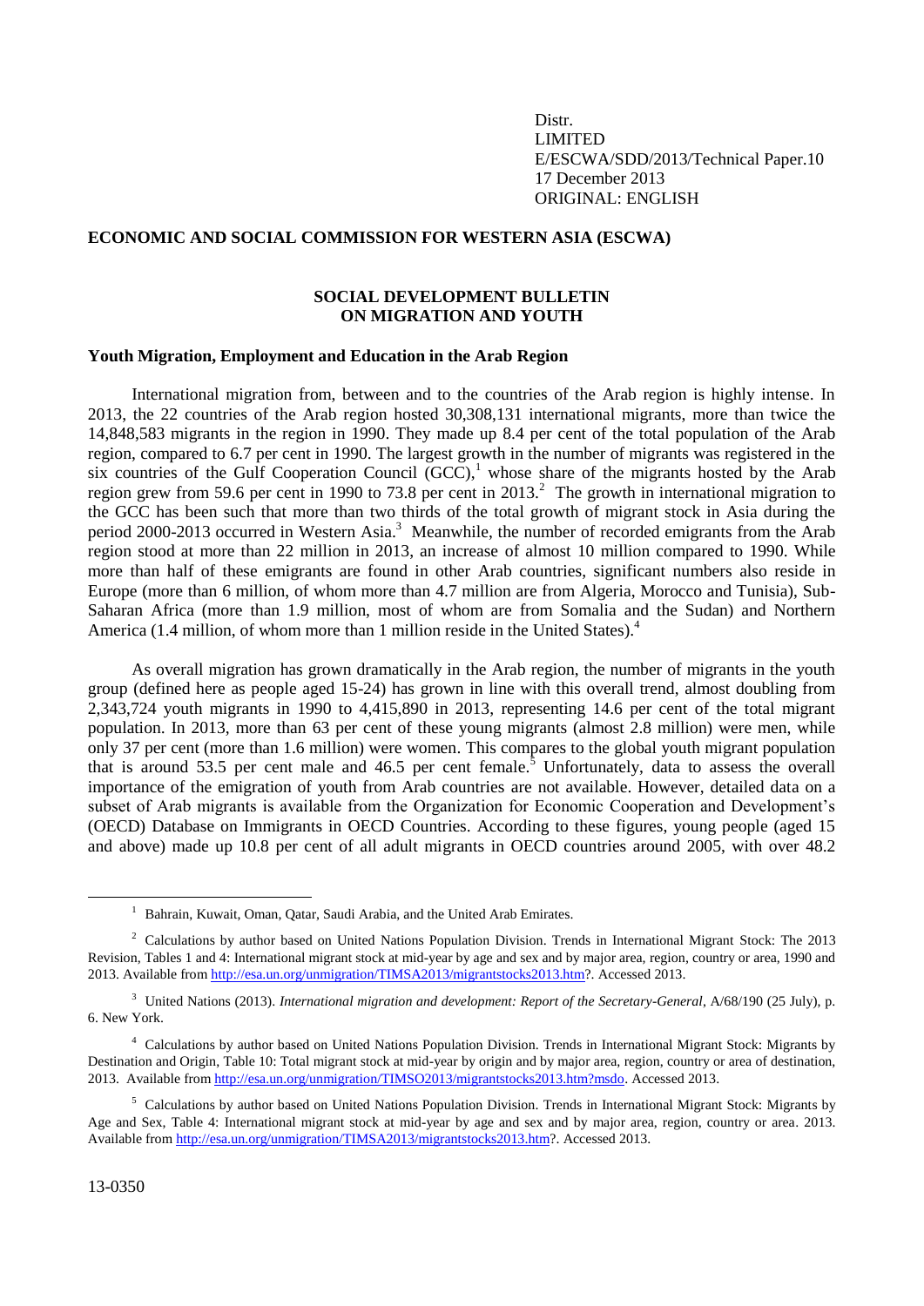Distr.
LIMITED
E/ESCWA/SDD/2013/Technical Paper.10
17 December 2013
ORIGINAL: ENGLISH

**ECONOMIC AND SOCIAL COMMISSION FOR WESTERN ASIA (ESCWA)**

# SOCIAL DEVELOPMENT BULLETIN ON MIGRATION AND YOUTH

## Youth Migration, Employment and Education in the Arab Region

International migration from, between and to the countries of the Arab region is highly intense. In 2013, the 22 countries of the Arab region hosted 30,308,131 international migrants, more than twice the 14,848,583 migrants in the region in 1990. They made up 8.4 per cent of the total population of the Arab region, compared to 6.7 per cent in 1990. The largest growth in the number of migrants was registered in the six countries of the Gulf Cooperation Council (GCC),[1] whose share of the migrants hosted by the Arab region grew from 59.6 per cent in 1990 to 73.8 per cent in 2013.[2] The growth in international migration to the GCC has been such that more than two thirds of the total growth of migrant stock in Asia during the period 2000-2013 occurred in Western Asia.[3] Meanwhile, the number of recorded emigrants from the Arab region stood at more than 22 million in 2013, an increase of almost 10 million compared to 1990. While more than half of these emigrants are found in other Arab countries, significant numbers also reside in Europe (more than 6 million, of whom more than 4.7 million are from Algeria, Morocco and Tunisia), Sub-Saharan Africa (more than 1.9 million, most of whom are from Somalia and the Sudan) and Northern America (1.4 million, of whom more than 1 million reside in the United States).[4]

As overall migration has grown dramatically in the Arab region, the number of migrants in the youth group (defined here as people aged 15-24) has grown in line with this overall trend, almost doubling from 2,343,724 youth migrants in 1990 to 4,415,890 in 2013, representing 14.6 per cent of the total migrant population. In 2013, more than 63 per cent of these young migrants (almost 2.8 million) were men, while only 37 per cent (more than 1.6 million) were women. This compares to the global youth migrant population that is around 53.5 per cent male and 46.5 per cent female.[5] Unfortunately, data to assess the overall importance of the emigration of youth from Arab countries are not available. However, detailed data on a subset of Arab migrants is available from the Organization for Economic Cooperation and Development's (OECD) Database on Immigrants in OECD Countries. According to these figures, young people (aged 15 and above) made up 10.8 per cent of all adult migrants in OECD countries around 2005, with over 48.2

---

[1] Bahrain, Kuwait, Oman, Qatar, Saudi Arabia, and the United Arab Emirates.

[2] Calculations by author based on United Nations Population Division. Trends in International Migrant Stock: The 2013 Revision, Tables 1 and 4: International migrant stock at mid-year by age and sex and by major area, region, country or area, 1990 and 2013. Available from http://esa.un.org/unmigration/TIMSA2013/migrantstocks2013.htm?. Accessed 2013.

[3] United Nations (2013). *International migration and development: Report of the Secretary-General*, A/68/190 (25 July), p. 6. New York.

[4] Calculations by author based on United Nations Population Division. Trends in International Migrant Stock: Migrants by Destination and Origin, Table 10: Total migrant stock at mid-year by origin and by major area, region, country or area of destination, 2013. Available from http://esa.un.org/unmigration/TIMSO2013/migrantstocks2013.htm?msdo. Accessed 2013.

[5] Calculations by author based on United Nations Population Division. Trends in International Migrant Stock: Migrants by Age and Sex, Table 4: International migrant stock at mid-year by age and sex and by major area, region, country or area. 2013. Available from http://esa.un.org/unmigration/TIMSA2013/migrantstocks2013.htm?. Accessed 2013.

13-0350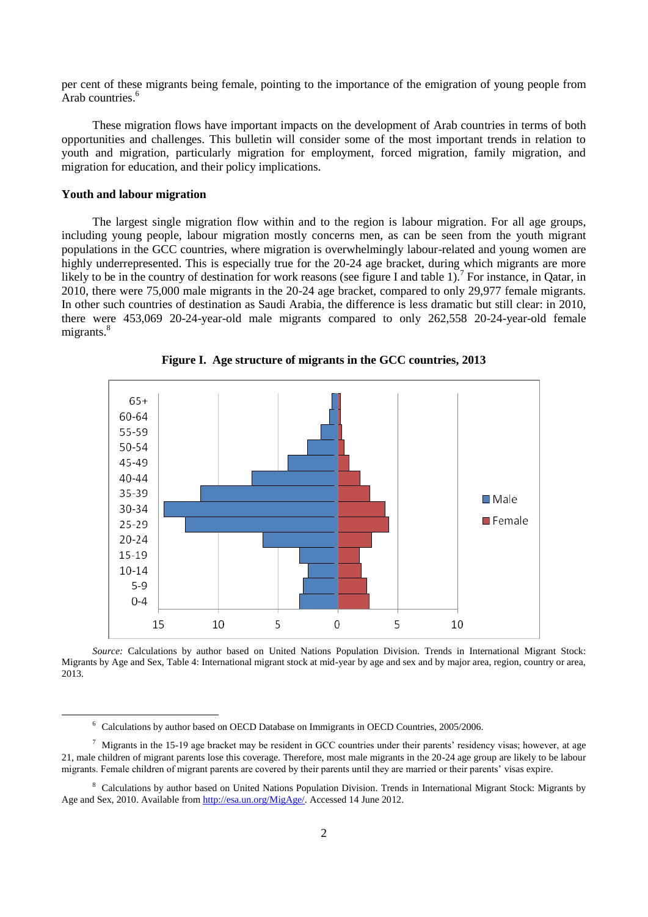per cent of these migrants being female, pointing to the importance of the emigration of young people from Arab countries.[6]

These migration flows have important impacts on the development of Arab countries in terms of both opportunities and challenges. This bulletin will consider some of the most important trends in relation to youth and migration, particularly migration for employment, forced migration, family migration, and migration for education, and their policy implications.

**Youth and labour migration**

The largest single migration flow within and to the region is labour migration. For all age groups, including young people, labour migration mostly concerns men, as can be seen from the youth migrant populations in the GCC countries, where migration is overwhelmingly labour-related and young women are highly underrepresented. This is especially true for the 20-24 age bracket, during which migrants are more likely to be in the country of destination for work reasons (see figure I and table 1).[7] For instance, in Qatar, in 2010, there were 75,000 male migrants in the 20-24 age bracket, compared to only 29,977 female migrants. In other such countries of destination as Saudi Arabia, the difference is less dramatic but still clear: in 2010, there were 453,069 20-24-year-old male migrants compared to only 262,558 20-24-year-old female migrants.[8]

**Figure I. Age structure of migrants in the GCC countries, 2013**

*Source:* Calculations by author based on United Nations Population Division. Trends in International Migrant Stock: Migrants by Age and Sex, Table 4: International migrant stock at mid-year by age and sex and by major area, region, country or area, 2013.

---

[6] Calculations by author based on OECD Database on Immigrants in OECD Countries, 2005/2006.

[7] Migrants in the 15-19 age bracket may be resident in GCC countries under their parents' residency visas; however, at age 21, male children of migrant parents lose this coverage. Therefore, most male migrants in the 20-24 age group are likely to be labour migrants. Female children of migrant parents are covered by their parents until they are married or their parents' visas expire.

[8] Calculations by author based on United Nations Population Division. Trends in International Migrant Stock: Migrants by Age and Sex, 2010. Available from http://esa.un.org/MigAge/. Accessed 14 June 2012.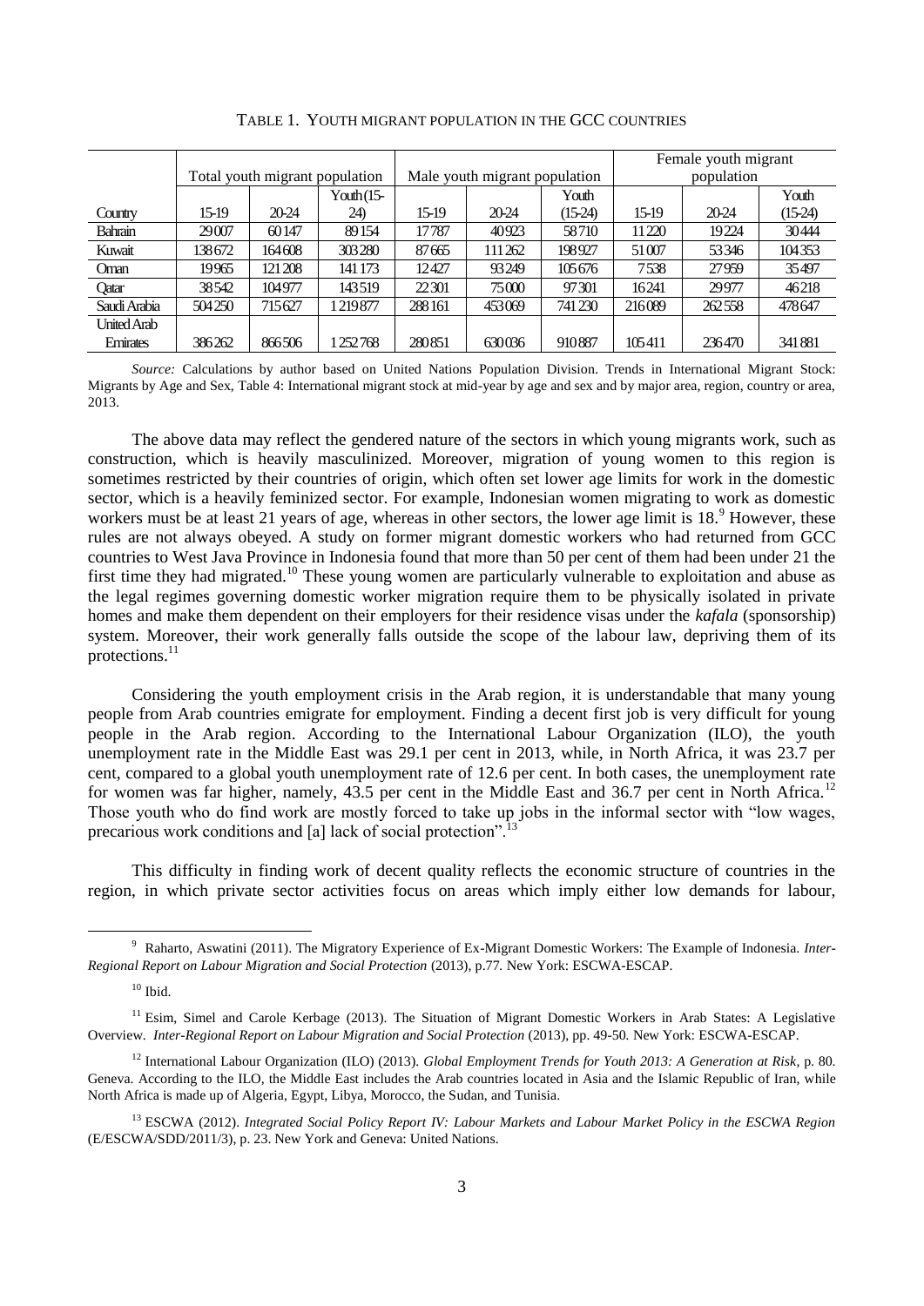TABLE 1. YOUTH MIGRANT POPULATION IN THE GCC COUNTRIES

| | Total youth migrant population | | | Male youth migrant population | | | Female youth migrant population | | |
|---|---|---|---|---|---|---|---|---|---|
| Country | 15-19 | 20-24 | Youth (15-24) | 15-19 | 20-24 | Youth (15-24) | 15-19 | 20-24 | Youth (15-24) |
| Bahrain | 29007 | 60147 | 89154 | 17787 | 40923 | 58710 | 11220 | 19224 | 30444 |
| Kuwait | 138672 | 164608 | 303280 | 87665 | 111262 | 198927 | 51007 | 53346 | 104353 |
| Oman | 19965 | 121208 | 141173 | 12427 | 93249 | 105676 | 7538 | 27959 | 35497 |
| Qatar | 38542 | 104977 | 143519 | 22301 | 75000 | 97301 | 16241 | 29977 | 46218 |
| Saudi Arabia | 504250 | 715627 | 1219877 | 288161 | 453069 | 741230 | 216089 | 262558 | 478647 |
| United Arab Emirates | 386262 | 866506 | 1252768 | 280851 | 630036 | 910887 | 105411 | 236470 | 341881 |

*Source:* Calculations by author based on United Nations Population Division. Trends in International Migrant Stock: Migrants by Age and Sex, Table 4: International migrant stock at mid-year by age and sex and by major area, region, country or area, 2013.

The above data may reflect the gendered nature of the sectors in which young migrants work, such as construction, which is heavily masculinized. Moreover, migration of young women to this region is sometimes restricted by their countries of origin, which often set lower age limits for work in the domestic sector, which is a heavily feminized sector. For example, Indonesian women migrating to work as domestic workers must be at least 21 years of age, whereas in other sectors, the lower age limit is 18.[9] However, these rules are not always obeyed. A study on former migrant domestic workers who had returned from GCC countries to West Java Province in Indonesia found that more than 50 per cent of them had been under 21 the first time they had migrated.[10] These young women are particularly vulnerable to exploitation and abuse as the legal regimes governing domestic worker migration require them to be physically isolated in private homes and make them dependent on their employers for their residence visas under the *kafala* (sponsorship) system. Moreover, their work generally falls outside the scope of the labour law, depriving them of its protections.[11]

Considering the youth employment crisis in the Arab region, it is understandable that many young people from Arab countries emigrate for employment. Finding a decent first job is very difficult for young people in the Arab region. According to the International Labour Organization (ILO), the youth unemployment rate in the Middle East was 29.1 per cent in 2013, while, in North Africa, it was 23.7 per cent, compared to a global youth unemployment rate of 12.6 per cent. In both cases, the unemployment rate for women was far higher, namely, 43.5 per cent in the Middle East and 36.7 per cent in North Africa.[12] Those youth who do find work are mostly forced to take up jobs in the informal sector with "low wages, precarious work conditions and [a] lack of social protection".[13]

This difficulty in finding work of decent quality reflects the economic structure of countries in the region, in which private sector activities focus on areas which imply either low demands for labour,

---

[9] Raharto, Aswatini (2011). The Migratory Experience of Ex-Migrant Domestic Workers: The Example of Indonesia. *Inter-Regional Report on Labour Migration and Social Protection* (2013), p.77. New York: ESCWA-ESCAP.

[10] Ibid.

[11] Esim, Simel and Carole Kerbage (2013). The Situation of Migrant Domestic Workers in Arab States: A Legislative Overview. *Inter-Regional Report on Labour Migration and Social Protection* (2013), pp. 49-50. New York: ESCWA-ESCAP.

[12] International Labour Organization (ILO) (2013). *Global Employment Trends for Youth 2013: A Generation at Risk*, p. 80. Geneva. According to the ILO, the Middle East includes the Arab countries located in Asia and the Islamic Republic of Iran, while North Africa is made up of Algeria, Egypt, Libya, Morocco, the Sudan, and Tunisia.

[13] ESCWA (2012). *Integrated Social Policy Report IV: Labour Markets and Labour Market Policy in the ESCWA Region* (E/ESCWA/SDD/2011/3), p. 23. New York and Geneva: United Nations.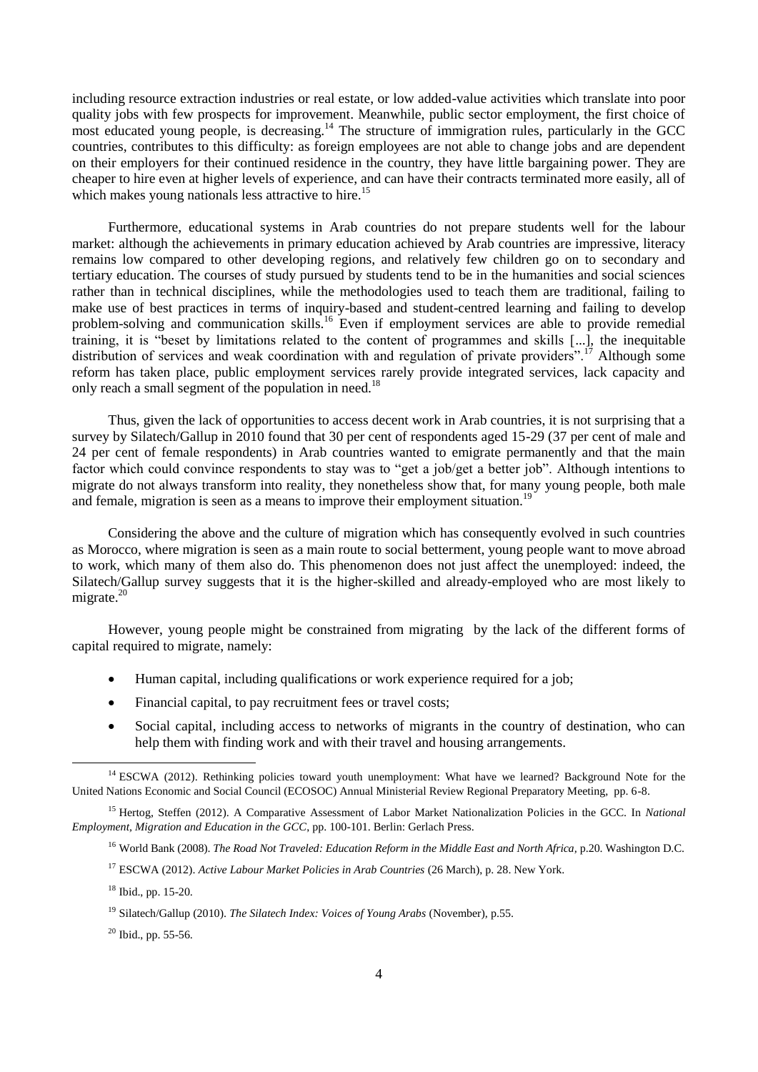including resource extraction industries or real estate, or low added-value activities which translate into poor quality jobs with few prospects for improvement. Meanwhile, public sector employment, the first choice of most educated young people, is decreasing.[14] The structure of immigration rules, particularly in the GCC countries, contributes to this difficulty: as foreign employees are not able to change jobs and are dependent on their employers for their continued residence in the country, they have little bargaining power. They are cheaper to hire even at higher levels of experience, and can have their contracts terminated more easily, all of which makes young nationals less attractive to hire.[15]

Furthermore, educational systems in Arab countries do not prepare students well for the labour market: although the achievements in primary education achieved by Arab countries are impressive, literacy remains low compared to other developing regions, and relatively few children go on to secondary and tertiary education. The courses of study pursued by students tend to be in the humanities and social sciences rather than in technical disciplines, while the methodologies used to teach them are traditional, failing to make use of best practices in terms of inquiry-based and student-centred learning and failing to develop problem-solving and communication skills.[16] Even if employment services are able to provide remedial training, it is "beset by limitations related to the content of programmes and skills [...], the inequitable distribution of services and weak coordination with and regulation of private providers".[17] Although some reform has taken place, public employment services rarely provide integrated services, lack capacity and only reach a small segment of the population in need.[18]

Thus, given the lack of opportunities to access decent work in Arab countries, it is not surprising that a survey by Silatech/Gallup in 2010 found that 30 per cent of respondents aged 15-29 (37 per cent of male and 24 per cent of female respondents) in Arab countries wanted to emigrate permanently and that the main factor which could convince respondents to stay was to "get a job/get a better job". Although intentions to migrate do not always transform into reality, they nonetheless show that, for many young people, both male and female, migration is seen as a means to improve their employment situation.[19]

Considering the above and the culture of migration which has consequently evolved in such countries as Morocco, where migration is seen as a main route to social betterment, young people want to move abroad to work, which many of them also do. This phenomenon does not just affect the unemployed: indeed, the Silatech/Gallup survey suggests that it is the higher-skilled and already-employed who are most likely to migrate.[20]

However, young people might be constrained from migrating by the lack of the different forms of capital required to migrate, namely:

- Human capital, including qualifications or work experience required for a job;
- Financial capital, to pay recruitment fees or travel costs;
- Social capital, including access to networks of migrants in the country of destination, who can help them with finding work and with their travel and housing arrangements.

---

[14] ESCWA (2012). Rethinking policies toward youth unemployment: What have we learned? Background Note for the United Nations Economic and Social Council (ECOSOC) Annual Ministerial Review Regional Preparatory Meeting, pp. 6-8.

[15] Hertog, Steffen (2012). A Comparative Assessment of Labor Market Nationalization Policies in the GCC. In *National Employment, Migration and Education in the GCC*, pp. 100-101. Berlin: Gerlach Press.

[16] World Bank (2008). *The Road Not Traveled: Education Reform in the Middle East and North Africa*, p.20. Washington D.C.

[17] ESCWA (2012). *Active Labour Market Policies in Arab Countries* (26 March), p. 28. New York.

[18] Ibid., pp. 15-20.

[19] Silatech/Gallup (2010). *The Silatech Index: Voices of Young Arabs* (November), p.55.

[20] Ibid., pp. 55-56.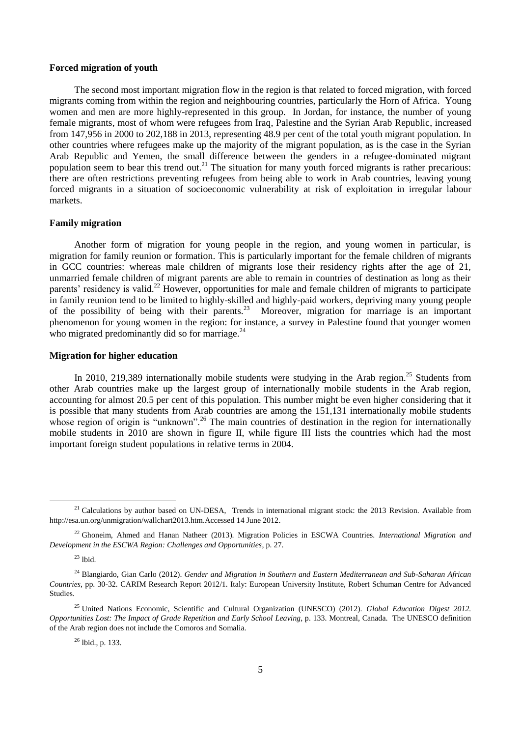**Forced migration of youth**

The second most important migration flow in the region is that related to forced migration, with forced migrants coming from within the region and neighbouring countries, particularly the Horn of Africa. Young women and men are more highly-represented in this group. In Jordan, for instance, the number of young female migrants, most of whom were refugees from Iraq, Palestine and the Syrian Arab Republic, increased from 147,956 in 2000 to 202,188 in 2013, representing 48.9 per cent of the total youth migrant population. In other countries where refugees make up the majority of the migrant population, as is the case in the Syrian Arab Republic and Yemen, the small difference between the genders in a refugee-dominated migrant population seem to bear this trend out.[21] The situation for many youth forced migrants is rather precarious: there are often restrictions preventing refugees from being able to work in Arab countries, leaving young forced migrants in a situation of socioeconomic vulnerability at risk of exploitation in irregular labour markets.

**Family migration**

Another form of migration for young people in the region, and young women in particular, is migration for family reunion or formation. This is particularly important for the female children of migrants in GCC countries: whereas male children of migrants lose their residency rights after the age of 21, unmarried female children of migrant parents are able to remain in countries of destination as long as their parents' residency is valid.[22] However, opportunities for male and female children of migrants to participate in family reunion tend to be limited to highly-skilled and highly-paid workers, depriving many young people of the possibility of being with their parents.[23] Moreover, migration for marriage is an important phenomenon for young women in the region: for instance, a survey in Palestine found that younger women who migrated predominantly did so for marriage.[24]

**Migration for higher education**

In 2010, 219,389 internationally mobile students were studying in the Arab region.[25] Students from other Arab countries make up the largest group of internationally mobile students in the Arab region, accounting for almost 20.5 per cent of this population. This number might be even higher considering that it is possible that many students from Arab countries are among the 151,131 internationally mobile students whose region of origin is "unknown".[26] The main countries of destination in the region for internationally mobile students in 2010 are shown in figure II, while figure III lists the countries which had the most important foreign student populations in relative terms in 2004.

---

[21] Calculations by author based on UN-DESA, Trends in international migrant stock: the 2013 Revision. Available from http://esa.un.org/unmigration/wallchart2013.htm.Accessed 14 June 2012.

[22] Ghoneim, Ahmed and Hanan Natheer (2013). Migration Policies in ESCWA Countries. *International Migration and Development in the ESCWA Region: Challenges and Opportunities*, p. 27.

[23] Ibid.

[24] Blangiardo, Gian Carlo (2012). *Gender and Migration in Southern and Eastern Mediterranean and Sub-Saharan African Countries*, pp. 30-32. CARIM Research Report 2012/1. Italy: European University Institute, Robert Schuman Centre for Advanced Studies.

[25] United Nations Economic, Scientific and Cultural Organization (UNESCO) (2012). *Global Education Digest 2012. Opportunities Lost: The Impact of Grade Repetition and Early School Leaving*, p. 133. Montreal, Canada. The UNESCO definition of the Arab region does not include the Comoros and Somalia.

[26] Ibid., p. 133.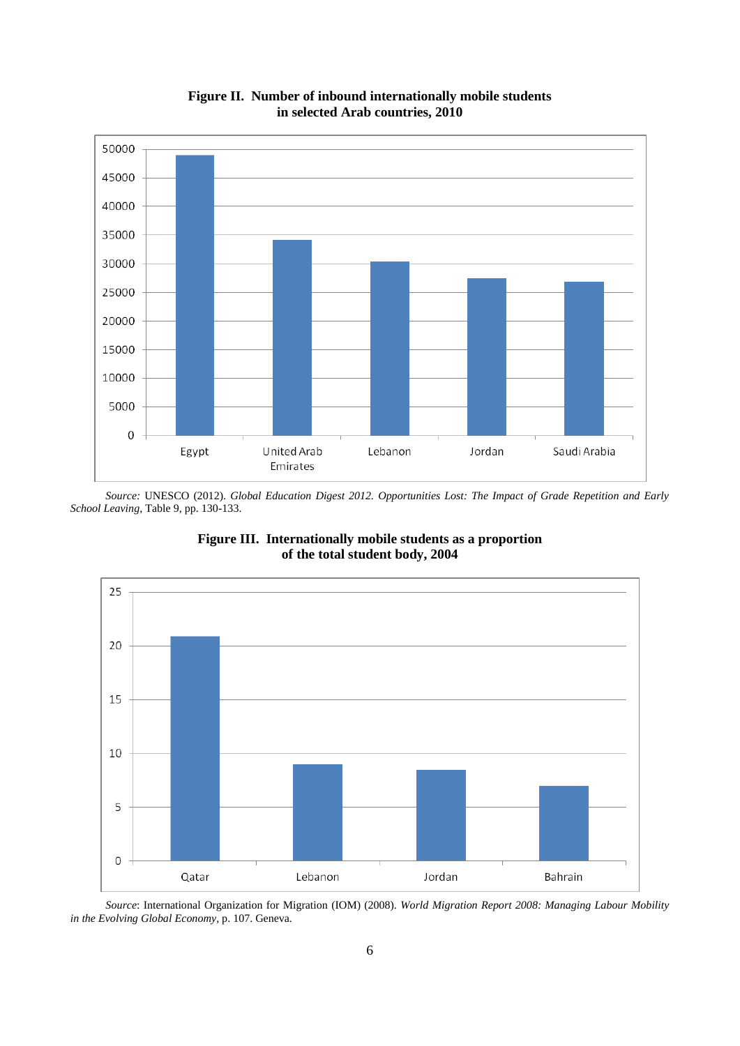**Figure II. Number of inbound internationally mobile students in selected Arab countries, 2010**

*Source:* UNESCO (2012). *Global Education Digest 2012. Opportunities Lost: The Impact of Grade Repetition and Early School Leaving*, Table 9, pp. 130-133.

**Figure III. Internationally mobile students as a proportion of the total student body, 2004**

*Source*: International Organization for Migration (IOM) (2008). *World Migration Report 2008: Managing Labour Mobility in the Evolving Global Economy*, p. 107. Geneva.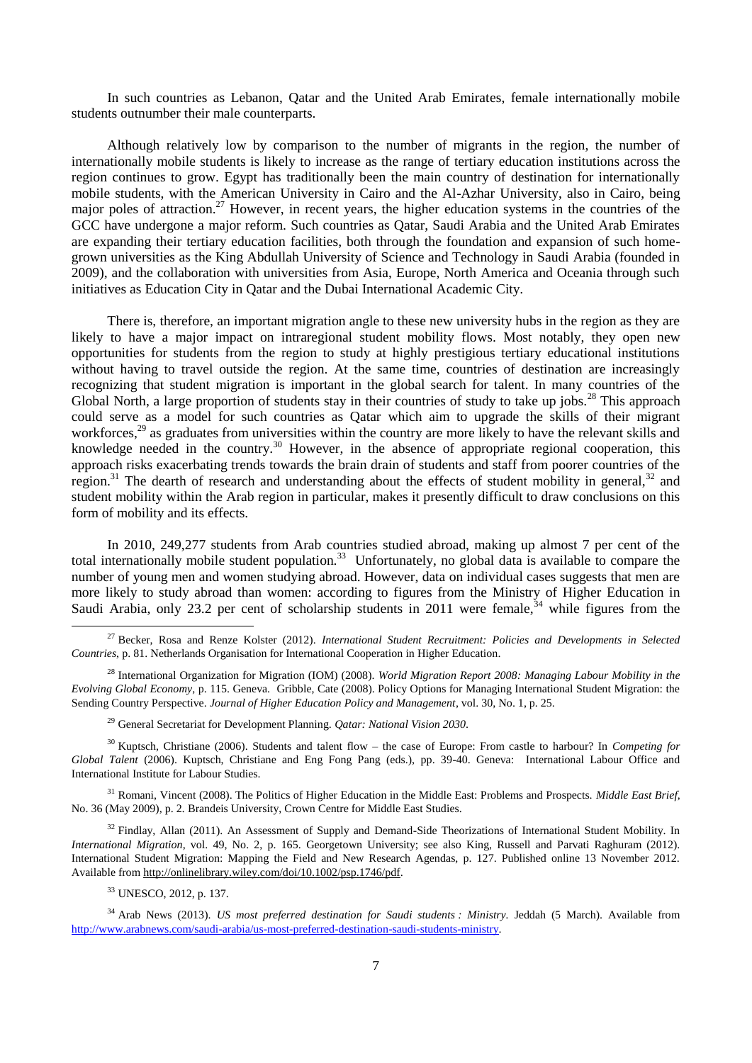In such countries as Lebanon, Qatar and the United Arab Emirates, female internationally mobile students outnumber their male counterparts.

Although relatively low by comparison to the number of migrants in the region, the number of internationally mobile students is likely to increase as the range of tertiary education institutions across the region continues to grow. Egypt has traditionally been the main country of destination for internationally mobile students, with the American University in Cairo and the Al-Azhar University, also in Cairo, being major poles of attraction.[27] However, in recent years, the higher education systems in the countries of the GCC have undergone a major reform. Such countries as Qatar, Saudi Arabia and the United Arab Emirates are expanding their tertiary education facilities, both through the foundation and expansion of such home-grown universities as the King Abdullah University of Science and Technology in Saudi Arabia (founded in 2009), and the collaboration with universities from Asia, Europe, North America and Oceania through such initiatives as Education City in Qatar and the Dubai International Academic City.

There is, therefore, an important migration angle to these new university hubs in the region as they are likely to have a major impact on intraregional student mobility flows. Most notably, they open new opportunities for students from the region to study at highly prestigious tertiary educational institutions without having to travel outside the region. At the same time, countries of destination are increasingly recognizing that student migration is important in the global search for talent. In many countries of the Global North, a large proportion of students stay in their countries of study to take up jobs.[28] This approach could serve as a model for such countries as Qatar which aim to upgrade the skills of their migrant workforces,[29] as graduates from universities within the country are more likely to have the relevant skills and knowledge needed in the country.[30] However, in the absence of appropriate regional cooperation, this approach risks exacerbating trends towards the brain drain of students and staff from poorer countries of the region.[31] The dearth of research and understanding about the effects of student mobility in general,[32] and student mobility within the Arab region in particular, makes it presently difficult to draw conclusions on this form of mobility and its effects.

In 2010, 249,277 students from Arab countries studied abroad, making up almost 7 per cent of the total internationally mobile student population.[33] Unfortunately, no global data is available to compare the number of young men and women studying abroad. However, data on individual cases suggests that men are more likely to study abroad than women: according to figures from the Ministry of Higher Education in Saudi Arabia, only 23.2 per cent of scholarship students in 2011 were female,[34] while figures from the

---

[27] Becker, Rosa and Renze Kolster (2012). *International Student Recruitment: Policies and Developments in Selected Countries*, p. 81. Netherlands Organisation for International Cooperation in Higher Education.

[28] International Organization for Migration (IOM) (2008). *World Migration Report 2008: Managing Labour Mobility in the Evolving Global Economy*, p. 115. Geneva. Gribble, Cate (2008). Policy Options for Managing International Student Migration: the Sending Country Perspective. *Journal of Higher Education Policy and Management*, vol. 30, No. 1, p. 25.

[29] General Secretariat for Development Planning. *Qatar: National Vision 2030*.

[30] Kuptsch, Christiane (2006). Students and talent flow – the case of Europe: From castle to harbour? In *Competing for Global Talent* (2006). Kuptsch, Christiane and Eng Fong Pang (eds.), pp. 39-40. Geneva: International Labour Office and International Institute for Labour Studies.

[31] Romani, Vincent (2008). The Politics of Higher Education in the Middle East: Problems and Prospects. *Middle East Brief*, No. 36 (May 2009), p. 2. Brandeis University, Crown Centre for Middle East Studies.

[32] Findlay, Allan (2011). An Assessment of Supply and Demand-Side Theorizations of International Student Mobility. In *International Migration*, vol. 49, No. 2, p. 165. Georgetown University; see also King, Russell and Parvati Raghuram (2012). International Student Migration: Mapping the Field and New Research Agendas, p. 127. Published online 13 November 2012. Available from http://onlinelibrary.wiley.com/doi/10.1002/psp.1746/pdf.

[33] UNESCO, 2012, p. 137.

[34] Arab News (2013). *US most preferred destination for Saudi students : Ministry*. Jeddah (5 March). Available from http://www.arabnews.com/saudi-arabia/us-most-preferred-destination-saudi-students-ministry.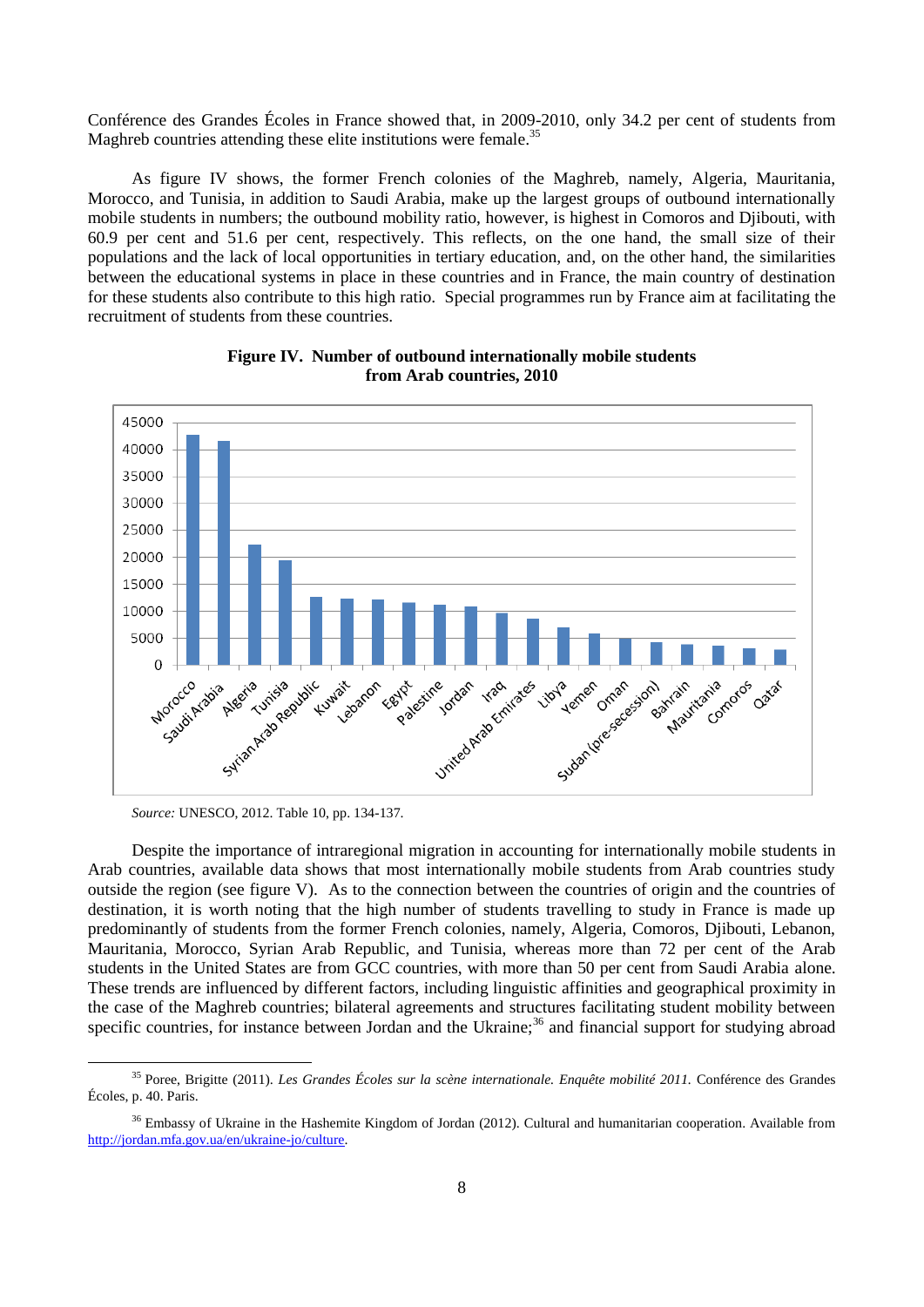Conférence des Grandes Écoles in France showed that, in 2009-2010, only 34.2 per cent of students from Maghreb countries attending these elite institutions were female.[35]

As figure IV shows, the former French colonies of the Maghreb, namely, Algeria, Mauritania, Morocco, and Tunisia, in addition to Saudi Arabia, make up the largest groups of outbound internationally mobile students in numbers; the outbound mobility ratio, however, is highest in Comoros and Djibouti, with 60.9 per cent and 51.6 per cent, respectively. This reflects, on the one hand, the small size of their populations and the lack of local opportunities in tertiary education, and, on the other hand, the similarities between the educational systems in place in these countries and in France, the main country of destination for these students also contribute to this high ratio. Special programmes run by France aim at facilitating the recruitment of students from these countries.

**Figure IV. Number of outbound internationally mobile students from Arab countries, 2010**

*Source:* UNESCO, 2012. Table 10, pp. 134-137.

Despite the importance of intraregional migration in accounting for internationally mobile students in Arab countries, available data shows that most internationally mobile students from Arab countries study outside the region (see figure V). As to the connection between the countries of origin and the countries of destination, it is worth noting that the high number of students travelling to study in France is made up predominantly of students from the former French colonies, namely, Algeria, Comoros, Djibouti, Lebanon, Mauritania, Morocco, Syrian Arab Republic, and Tunisia, whereas more than 72 per cent of the Arab students in the United States are from GCC countries, with more than 50 per cent from Saudi Arabia alone. These trends are influenced by different factors, including linguistic affinities and geographical proximity in the case of the Maghreb countries; bilateral agreements and structures facilitating student mobility between specific countries, for instance between Jordan and the Ukraine;[36] and financial support for studying abroad

---

[35] Poree, Brigitte (2011). *Les Grandes Écoles sur la scène internationale. Enquête mobilité 2011.* Conférence des Grandes Écoles, p. 40. Paris.

[36] Embassy of Ukraine in the Hashemite Kingdom of Jordan (2012). Cultural and humanitarian cooperation. Available from http://jordan.mfa.gov.ua/en/ukraine-jo/culture.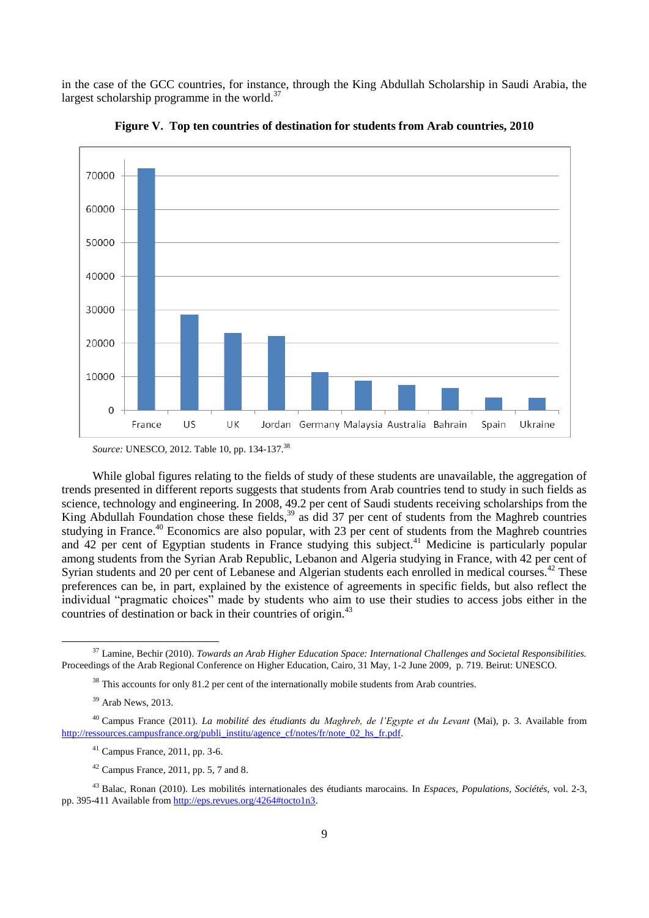in the case of the GCC countries, for instance, through the King Abdullah Scholarship in Saudi Arabia, the largest scholarship programme in the world.[37]

**Figure V. Top ten countries of destination for students from Arab countries, 2010**

*Source:* UNESCO, 2012. Table 10, pp. 134-137.[38]

While global figures relating to the fields of study of these students are unavailable, the aggregation of trends presented in different reports suggests that students from Arab countries tend to study in such fields as science, technology and engineering. In 2008, 49.2 per cent of Saudi students receiving scholarships from the King Abdullah Foundation chose these fields,[39] as did 37 per cent of students from the Maghreb countries studying in France.[40] Economics are also popular, with 23 per cent of students from the Maghreb countries and 42 per cent of Egyptian students in France studying this subject.[41] Medicine is particularly popular among students from the Syrian Arab Republic, Lebanon and Algeria studying in France, with 42 per cent of Syrian students and 20 per cent of Lebanese and Algerian students each enrolled in medical courses.[42] These preferences can be, in part, explained by the existence of agreements in specific fields, but also reflect the individual "pragmatic choices" made by students who aim to use their studies to access jobs either in the countries of destination or back in their countries of origin.[43]

---

[37] Lamine, Bechir (2010). *Towards an Arab Higher Education Space: International Challenges and Societal Responsibilities.* Proceedings of the Arab Regional Conference on Higher Education, Cairo, 31 May, 1-2 June 2009, p. 719. Beirut: UNESCO.

[38] This accounts for only 81.2 per cent of the internationally mobile students from Arab countries.

[39] Arab News, 2013.

[40] Campus France (2011). *La mobilité des étudiants du Maghreb, de l'Egypte et du Levant* (Mai), p. 3. Available from http://ressources.campusfrance.org/publi_institu/agence_cf/notes/fr/note_02_hs_fr.pdf.

[41] Campus France, 2011, pp. 3-6.

[42] Campus France, 2011, pp. 5, 7 and 8.

[43] Balac, Ronan (2010). Les mobilités internationales des étudiants marocains. In *Espaces, Populations, Sociétés*, vol. 2-3, pp. 395-411 Available from http://eps.revues.org/4264#tocto1n3.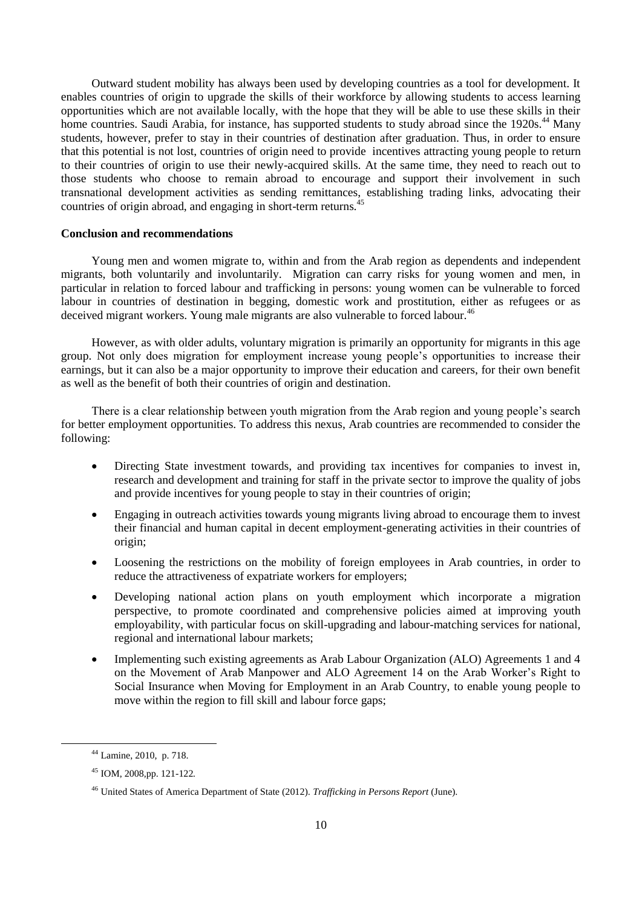Outward student mobility has always been used by developing countries as a tool for development. It enables countries of origin to upgrade the skills of their workforce by allowing students to access learning opportunities which are not available locally, with the hope that they will be able to use these skills in their home countries. Saudi Arabia, for instance, has supported students to study abroad since the 1920s.[44] Many students, however, prefer to stay in their countries of destination after graduation. Thus, in order to ensure that this potential is not lost, countries of origin need to provide incentives attracting young people to return to their countries of origin to use their newly-acquired skills. At the same time, they need to reach out to those students who choose to remain abroad to encourage and support their involvement in such transnational development activities as sending remittances, establishing trading links, advocating their countries of origin abroad, and engaging in short-term returns.[45]

**Conclusion and recommendations**

Young men and women migrate to, within and from the Arab region as dependents and independent migrants, both voluntarily and involuntarily. Migration can carry risks for young women and men, in particular in relation to forced labour and trafficking in persons: young women can be vulnerable to forced labour in countries of destination in begging, domestic work and prostitution, either as refugees or as deceived migrant workers. Young male migrants are also vulnerable to forced labour.[46]

However, as with older adults, voluntary migration is primarily an opportunity for migrants in this age group. Not only does migration for employment increase young people's opportunities to increase their earnings, but it can also be a major opportunity to improve their education and careers, for their own benefit as well as the benefit of both their countries of origin and destination.

There is a clear relationship between youth migration from the Arab region and young people's search for better employment opportunities. To address this nexus, Arab countries are recommended to consider the following:

- Directing State investment towards, and providing tax incentives for companies to invest in, research and development and training for staff in the private sector to improve the quality of jobs and provide incentives for young people to stay in their countries of origin;
- Engaging in outreach activities towards young migrants living abroad to encourage them to invest their financial and human capital in decent employment-generating activities in their countries of origin;
- Loosening the restrictions on the mobility of foreign employees in Arab countries, in order to reduce the attractiveness of expatriate workers for employers;
- Developing national action plans on youth employment which incorporate a migration perspective, to promote coordinated and comprehensive policies aimed at improving youth employability, with particular focus on skill-upgrading and labour-matching services for national, regional and international labour markets;
- Implementing such existing agreements as Arab Labour Organization (ALO) Agreements 1 and 4 on the Movement of Arab Manpower and ALO Agreement 14 on the Arab Worker's Right to Social Insurance when Moving for Employment in an Arab Country, to enable young people to move within the region to fill skill and labour force gaps;

[44] Lamine, 2010, p. 718.

[45] IOM, 2008,pp. 121-122.

[46] United States of America Department of State (2012). *Trafficking in Persons Report* (June).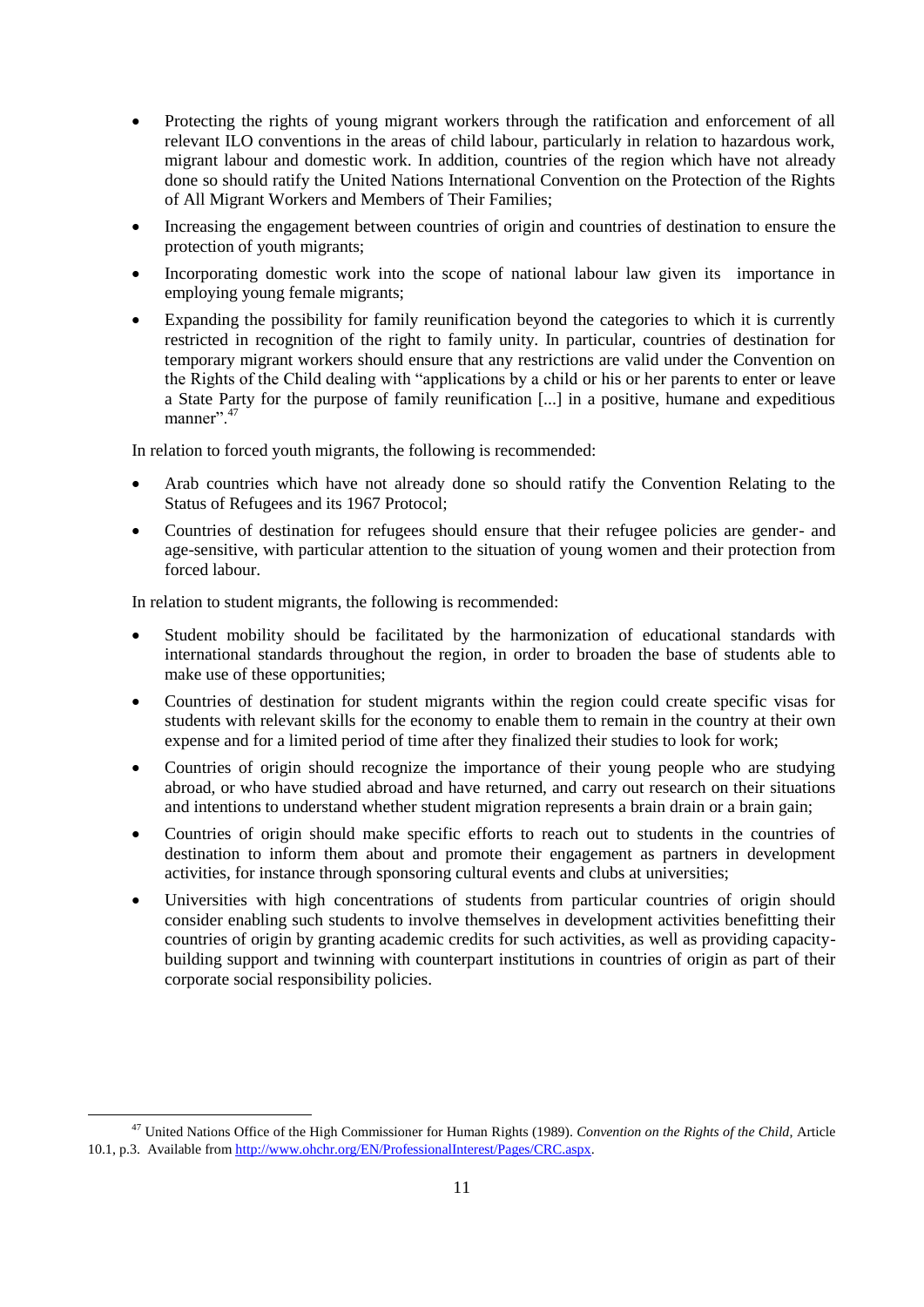- Protecting the rights of young migrant workers through the ratification and enforcement of all relevant ILO conventions in the areas of child labour, particularly in relation to hazardous work, migrant labour and domestic work. In addition, countries of the region which have not already done so should ratify the United Nations International Convention on the Protection of the Rights of All Migrant Workers and Members of Their Families;
- Increasing the engagement between countries of origin and countries of destination to ensure the protection of youth migrants;
- Incorporating domestic work into the scope of national labour law given its importance in employing young female migrants;
- Expanding the possibility for family reunification beyond the categories to which it is currently restricted in recognition of the right to family unity. In particular, countries of destination for temporary migrant workers should ensure that any restrictions are valid under the Convention on the Rights of the Child dealing with "applications by a child or his or her parents to enter or leave a State Party for the purpose of family reunification [...] in a positive, humane and expeditious manner".[47]

In relation to forced youth migrants, the following is recommended:

- Arab countries which have not already done so should ratify the Convention Relating to the Status of Refugees and its 1967 Protocol;
- Countries of destination for refugees should ensure that their refugee policies are gender- and age-sensitive, with particular attention to the situation of young women and their protection from forced labour.

In relation to student migrants, the following is recommended:

- Student mobility should be facilitated by the harmonization of educational standards with international standards throughout the region, in order to broaden the base of students able to make use of these opportunities;
- Countries of destination for student migrants within the region could create specific visas for students with relevant skills for the economy to enable them to remain in the country at their own expense and for a limited period of time after they finalized their studies to look for work;
- Countries of origin should recognize the importance of their young people who are studying abroad, or who have studied abroad and have returned, and carry out research on their situations and intentions to understand whether student migration represents a brain drain or a brain gain;
- Countries of origin should make specific efforts to reach out to students in the countries of destination to inform them about and promote their engagement as partners in development activities, for instance through sponsoring cultural events and clubs at universities;
- Universities with high concentrations of students from particular countries of origin should consider enabling such students to involve themselves in development activities benefitting their countries of origin by granting academic credits for such activities, as well as providing capacity-building support and twinning with counterpart institutions in countries of origin as part of their corporate social responsibility policies.

---

[47] United Nations Office of the High Commissioner for Human Rights (1989). *Convention on the Rights of the Child*, Article 10.1, p.3. Available from http://www.ohchr.org/EN/ProfessionalInterest/Pages/CRC.aspx.